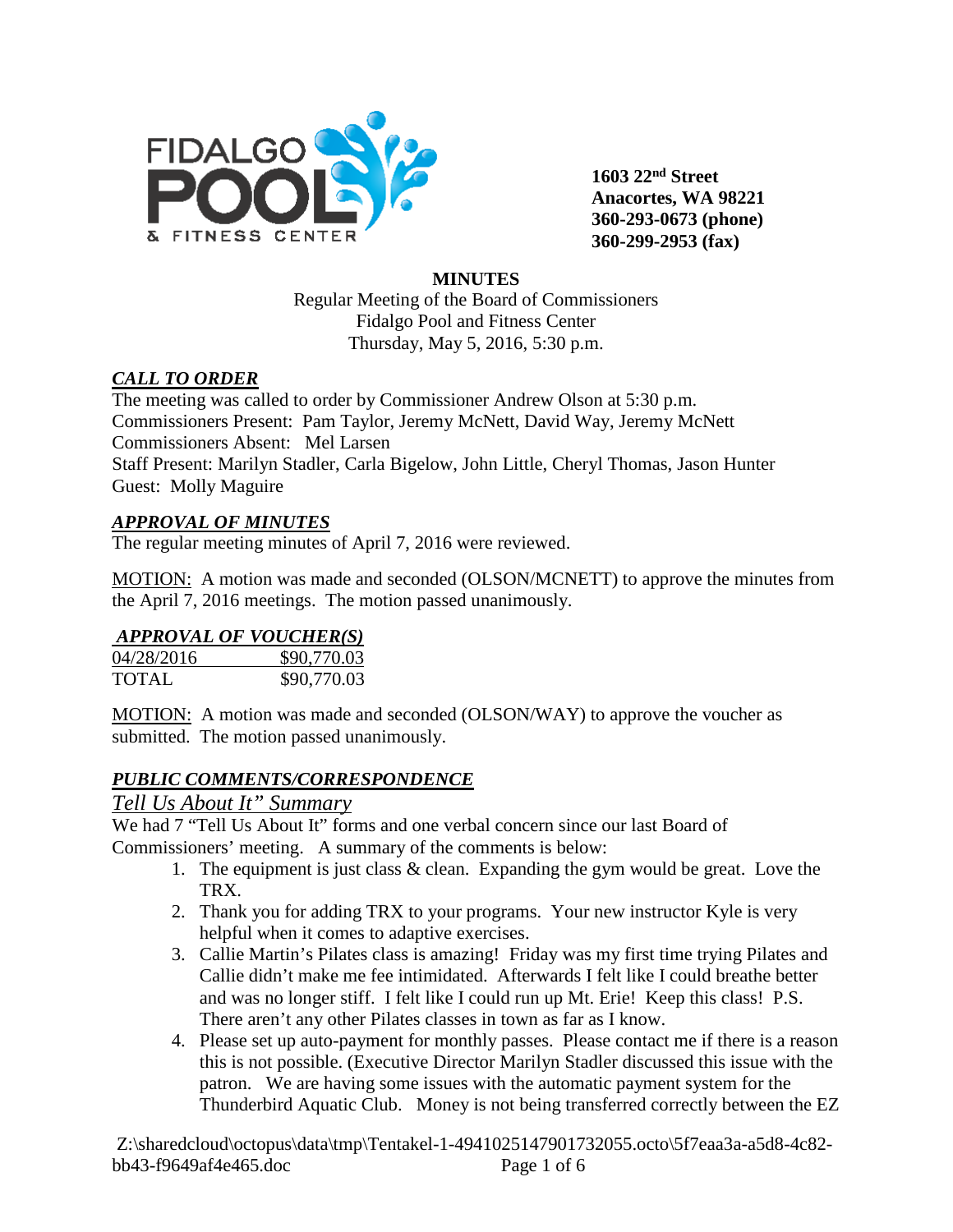1603 22nd Street
Anacortes, WA 98221
360-293-0673 (phone)
360-299-2953 (fax)

**MINUTES**

Regular Meeting of the Board of Commissioners
Fidalgo Pool and Fitness Center
Thursday, May 5, 2016, 5:30 p.m.

***CALL TO ORDER***

The meeting was called to order by Commissioner Andrew Olson at 5:30 p.m.
Commissioners Present: Pam Taylor, Jeremy McNett, David Way, Jeremy McNett
Commissioners Absent: Mel Larsen
Staff Present: Marilyn Stadler, Carla Bigelow, John Little, Cheryl Thomas, Jason Hunter
Guest: Molly Maguire

***APPROVAL OF MINUTES***

The regular meeting minutes of April 7, 2016 were reviewed.

MOTION: A motion was made and seconded (OLSON/MCNETT) to approve the minutes from the April 7, 2016 meetings. The motion passed unanimously.

***APPROVAL OF VOUCHER(S)***

| | |
|---|---|
| 04/28/2016 | $90,770.03 |
| TOTAL | $90,770.03 |

MOTION: A motion was made and seconded (OLSON/WAY) to approve the voucher as submitted. The motion passed unanimously.

***PUBLIC COMMENTS/CORRESPONDENCE***

*Tell Us About It" Summary*

We had 7 "Tell Us About It" forms and one verbal concern since our last Board of Commissioners' meeting. A summary of the comments is below:

1. The equipment is just class & clean. Expanding the gym would be great. Love the TRX.
2. Thank you for adding TRX to your programs. Your new instructor Kyle is very helpful when it comes to adaptive exercises.
3. Callie Martin's Pilates class is amazing! Friday was my first time trying Pilates and Callie didn't make me fee intimidated. Afterwards I felt like I could breathe better and was no longer stiff. I felt like I could run up Mt. Erie! Keep this class! P.S. There aren't any other Pilates classes in town as far as I know.
4. Please set up auto-payment for monthly passes. Please contact me if there is a reason this is not possible. (Executive Director Marilyn Stadler discussed this issue with the patron. We are having some issues with the automatic payment system for the Thunderbird Aquatic Club. Money is not being transferred correctly between the EZ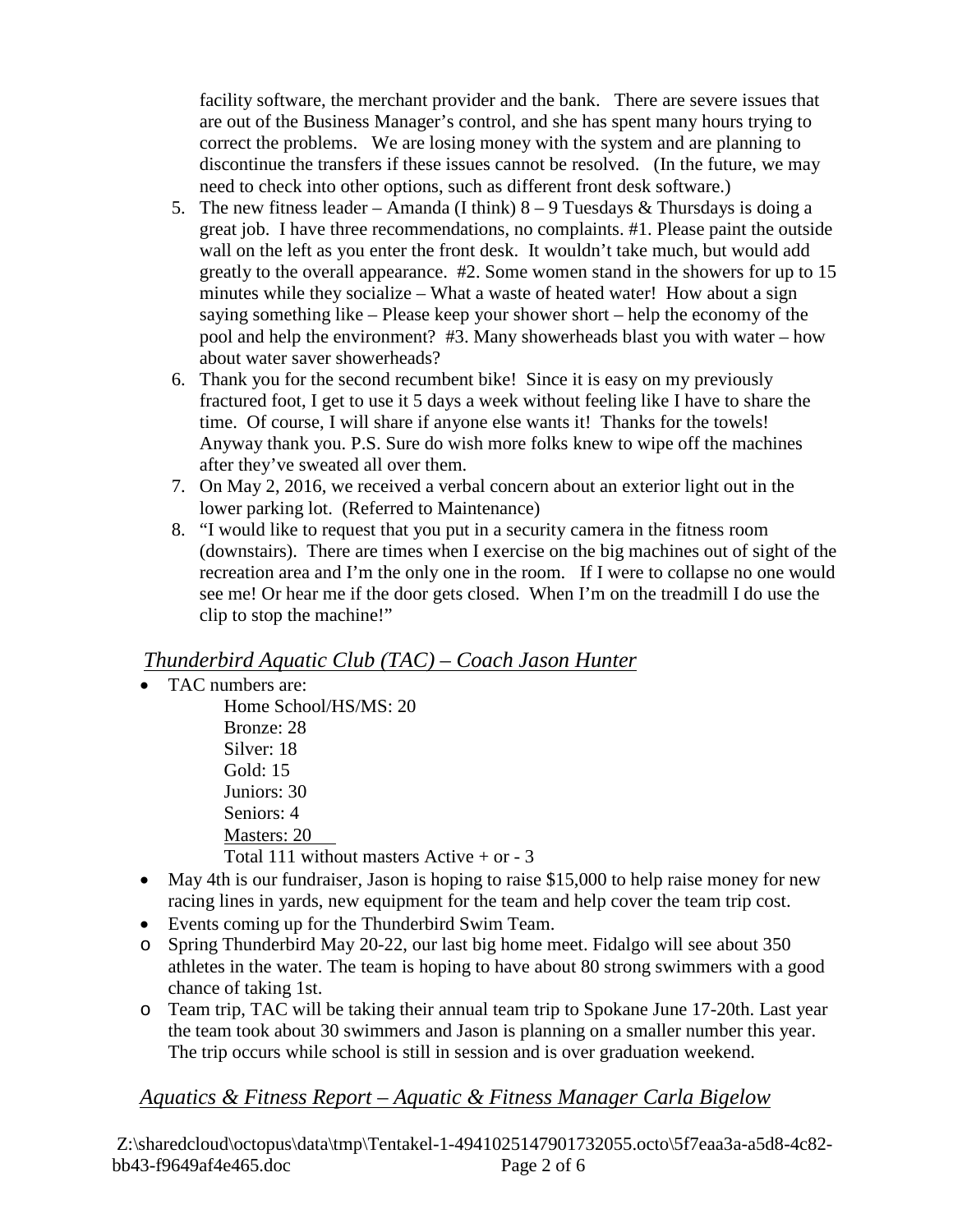facility software, the merchant provider and the bank. There are severe issues that are out of the Business Manager's control, and she has spent many hours trying to correct the problems. We are losing money with the system and are planning to discontinue the transfers if these issues cannot be resolved. (In the future, we may need to check into other options, such as different front desk software.)

5. The new fitness leader – Amanda (I think) 8 – 9 Tuesdays & Thursdays is doing a great job. I have three recommendations, no complaints. #1. Please paint the outside wall on the left as you enter the front desk. It wouldn't take much, but would add greatly to the overall appearance. #2. Some women stand in the showers for up to 15 minutes while they socialize – What a waste of heated water! How about a sign saying something like – Please keep your shower short – help the economy of the pool and help the environment? #3. Many showerheads blast you with water – how about water saver showerheads?
6. Thank you for the second recumbent bike! Since it is easy on my previously fractured foot, I get to use it 5 days a week without feeling like I have to share the time. Of course, I will share if anyone else wants it! Thanks for the towels! Anyway thank you. P.S. Sure do wish more folks knew to wipe off the machines after they've sweated all over them.
7. On May 2, 2016, we received a verbal concern about an exterior light out in the lower parking lot. (Referred to Maintenance)
8. "I would like to request that you put in a security camera in the fitness room (downstairs). There are times when I exercise on the big machines out of sight of the recreation area and I'm the only one in the room. If I were to collapse no one would see me! Or hear me if the door gets closed. When I'm on the treadmill I do use the clip to stop the machine!"

## *Thunderbird Aquatic Club (TAC) – Coach Jason Hunter*

- TAC numbers are:

  Home School/HS/MS: 20
  Bronze: 28
  Silver: 18
  Gold: 15
  Juniors: 30
  Seniors: 4
  Masters: 20
  Total 111 without masters Active + or - 3

- May 4th is our fundraiser, Jason is hoping to raise $15,000 to help raise money for new racing lines in yards, new equipment for the team and help cover the team trip cost.
- Events coming up for the Thunderbird Swim Team.
  - Spring Thunderbird May 20-22, our last big home meet. Fidalgo will see about 350 athletes in the water. The team is hoping to have about 80 strong swimmers with a good chance of taking 1st.
  - Team trip, TAC will be taking their annual team trip to Spokane June 17-20th. Last year the team took about 30 swimmers and Jason is planning on a smaller number this year. The trip occurs while school is still in session and is over graduation weekend.

## *Aquatics & Fitness Report – Aquatic & Fitness Manager Carla Bigelow*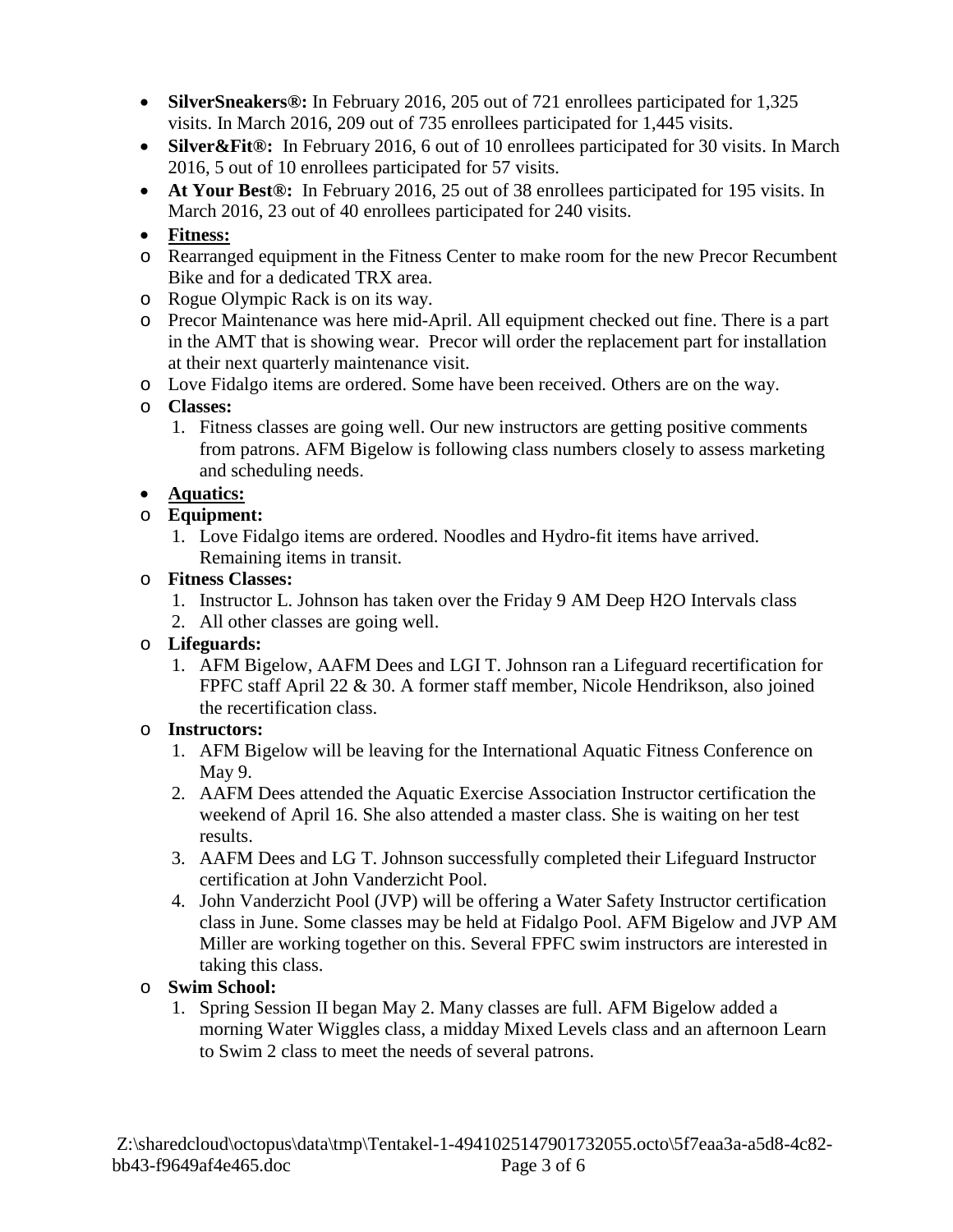- **SilverSneakers®:** In February 2016, 205 out of 721 enrollees participated for 1,325 visits. In March 2016, 209 out of 735 enrollees participated for 1,445 visits.
- **Silver&Fit®:** In February 2016, 6 out of 10 enrollees participated for 30 visits. In March 2016, 5 out of 10 enrollees participated for 57 visits.
- **At Your Best®:** In February 2016, 25 out of 38 enrollees participated for 195 visits. In March 2016, 23 out of 40 enrollees participated for 240 visits.
- **<u>Fitness:</u>**
  - Rearranged equipment in the Fitness Center to make room for the new Precor Recumbent Bike and for a dedicated TRX area.
  - Rogue Olympic Rack is on its way.
  - Precor Maintenance was here mid-April. All equipment checked out fine. There is a part in the AMT that is showing wear. Precor will order the replacement part for installation at their next quarterly maintenance visit.
  - Love Fidalgo items are ordered. Some have been received. Others are on the way.
  - **Classes:**
    1. Fitness classes are going well. Our new instructors are getting positive comments from patrons. AFM Bigelow is following class numbers closely to assess marketing and scheduling needs.
- **<u>Aquatics:</u>**
  - **Equipment:**
    1. Love Fidalgo items are ordered. Noodles and Hydro-fit items have arrived. Remaining items in transit.
  - **Fitness Classes:**
    1. Instructor L. Johnson has taken over the Friday 9 AM Deep H2O Intervals class
    2. All other classes are going well.
  - **Lifeguards:**
    1. AFM Bigelow, AAFM Dees and LGI T. Johnson ran a Lifeguard recertification for FPFC staff April 22 & 30. A former staff member, Nicole Hendrikson, also joined the recertification class.
  - **Instructors:**
    1. AFM Bigelow will be leaving for the International Aquatic Fitness Conference on May 9.
    2. AAFM Dees attended the Aquatic Exercise Association Instructor certification the weekend of April 16. She also attended a master class. She is waiting on her test results.
    3. AAFM Dees and LG T. Johnson successfully completed their Lifeguard Instructor certification at John Vanderzicht Pool.
    4. John Vanderzicht Pool (JVP) will be offering a Water Safety Instructor certification class in June. Some classes may be held at Fidalgo Pool. AFM Bigelow and JVP AM Miller are working together on this. Several FPFC swim instructors are interested in taking this class.
  - **Swim School:**
    1. Spring Session II began May 2. Many classes are full. AFM Bigelow added a morning Water Wiggles class, a midday Mixed Levels class and an afternoon Learn to Swim 2 class to meet the needs of several patrons.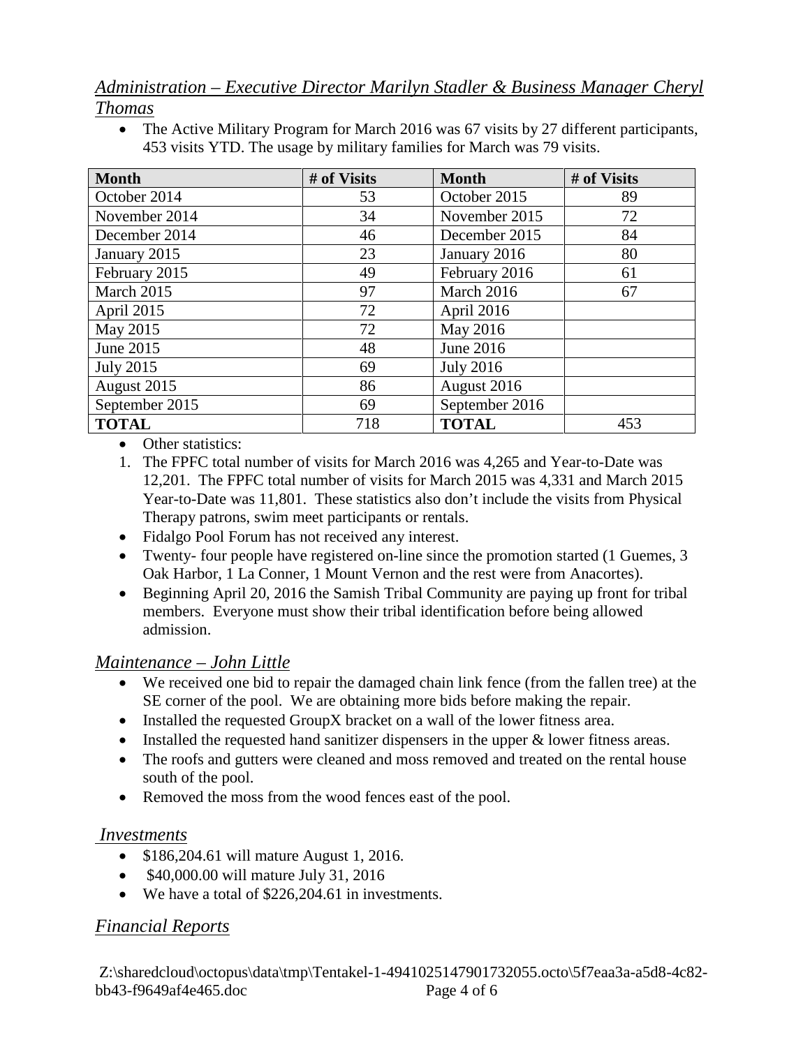## *Administration – Executive Director Marilyn Stadler & Business Manager Cheryl Thomas*

- The Active Military Program for March 2016 was 67 visits by 27 different participants, 453 visits YTD. The usage by military families for March was 79 visits.

| Month | # of Visits | Month | # of Visits |
|---|---|---|---|
| October 2014 | 53 | October 2015 | 89 |
| November 2014 | 34 | November 2015 | 72 |
| December 2014 | 46 | December 2015 | 84 |
| January 2015 | 23 | January 2016 | 80 |
| February 2015 | 49 | February 2016 | 61 |
| March 2015 | 97 | March 2016 | 67 |
| April 2015 | 72 | April 2016 | |
| May 2015 | 72 | May 2016 | |
| June 2015 | 48 | June 2016 | |
| July 2015 | 69 | July 2016 | |
| August 2015 | 86 | August 2016 | |
| September 2015 | 69 | September 2016 | |
| **TOTAL** | 718 | **TOTAL** | 453 |

- Other statistics:

1. The FPFC total number of visits for March 2016 was 4,265 and Year-to-Date was 12,201. The FPFC total number of visits for March 2015 was 4,331 and March 2015 Year-to-Date was 11,801. These statistics also don't include the visits from Physical Therapy patrons, swim meet participants or rentals.

- Fidalgo Pool Forum has not received any interest.
- Twenty- four people have registered on-line since the promotion started (1 Guemes, 3 Oak Harbor, 1 La Conner, 1 Mount Vernon and the rest were from Anacortes).
- Beginning April 20, 2016 the Samish Tribal Community are paying up front for tribal members. Everyone must show their tribal identification before being allowed admission.

## *Maintenance – John Little*

- We received one bid to repair the damaged chain link fence (from the fallen tree) at the SE corner of the pool. We are obtaining more bids before making the repair.
- Installed the requested GroupX bracket on a wall of the lower fitness area.
- Installed the requested hand sanitizer dispensers in the upper & lower fitness areas.
- The roofs and gutters were cleaned and moss removed and treated on the rental house south of the pool.
- Removed the moss from the wood fences east of the pool.

## *Investments*

- $186,204.61 will mature August 1, 2016.
- $40,000.00 will mature July 31, 2016
- We have a total of $226,204.61 in investments.

## *Financial Reports*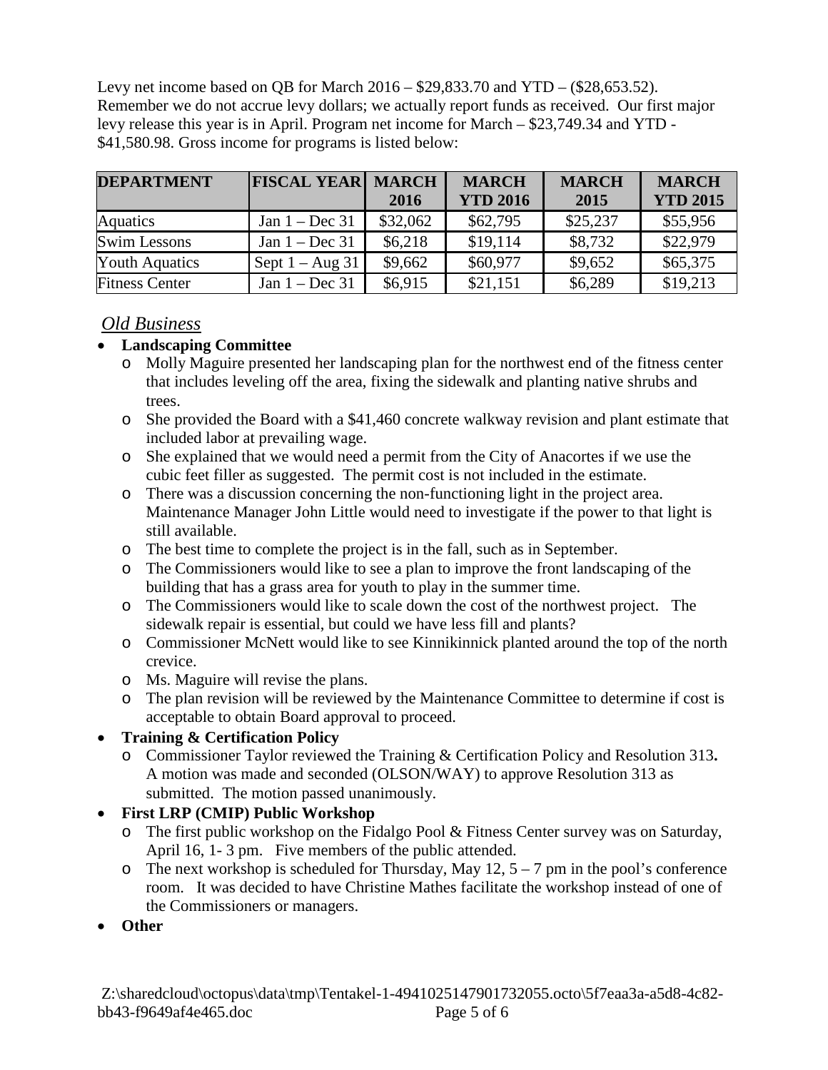Levy net income based on QB for March 2016 – $29,833.70 and YTD – ($28,653.52). Remember we do not accrue levy dollars; we actually report funds as received. Our first major levy release this year is in April. Program net income for March – $23,749.34 and YTD - $41,580.98. Gross income for programs is listed below:

| DEPARTMENT | FISCAL YEAR | MARCH 2016 | MARCH YTD 2016 | MARCH 2015 | MARCH YTD 2015 |
|---|---|---|---|---|---|
| Aquatics | Jan 1 – Dec 31 | $32,062 | $62,795 | $25,237 | $55,956 |
| Swim Lessons | Jan 1 – Dec 31 | $6,218 | $19,114 | $8,732 | $22,979 |
| Youth Aquatics | Sept 1 – Aug 31 | $9,662 | $60,977 | $9,652 | $65,375 |
| Fitness Center | Jan 1 – Dec 31 | $6,915 | $21,151 | $6,289 | $19,213 |

## *Old Business*

- **Landscaping Committee**
  - Molly Maguire presented her landscaping plan for the northwest end of the fitness center that includes leveling off the area, fixing the sidewalk and planting native shrubs and trees.
  - She provided the Board with a $41,460 concrete walkway revision and plant estimate that included labor at prevailing wage.
  - She explained that we would need a permit from the City of Anacortes if we use the cubic feet filler as suggested. The permit cost is not included in the estimate.
  - There was a discussion concerning the non-functioning light in the project area. Maintenance Manager John Little would need to investigate if the power to that light is still available.
  - The best time to complete the project is in the fall, such as in September.
  - The Commissioners would like to see a plan to improve the front landscaping of the building that has a grass area for youth to play in the summer time.
  - The Commissioners would like to scale down the cost of the northwest project. The sidewalk repair is essential, but could we have less fill and plants?
  - Commissioner McNett would like to see Kinnikinnick planted around the top of the north crevice.
  - Ms. Maguire will revise the plans.
  - The plan revision will be reviewed by the Maintenance Committee to determine if cost is acceptable to obtain Board approval to proceed.
- **Training & Certification Policy**
  - Commissioner Taylor reviewed the Training & Certification Policy and Resolution 313**.** A motion was made and seconded (OLSON/WAY) to approve Resolution 313 as submitted. The motion passed unanimously.
- **First LRP (CMIP) Public Workshop**
  - The first public workshop on the Fidalgo Pool & Fitness Center survey was on Saturday, April 16, 1- 3 pm. Five members of the public attended.
  - The next workshop is scheduled for Thursday, May 12, 5 – 7 pm in the pool's conference room. It was decided to have Christine Mathes facilitate the workshop instead of one of the Commissioners or managers.
- **Other**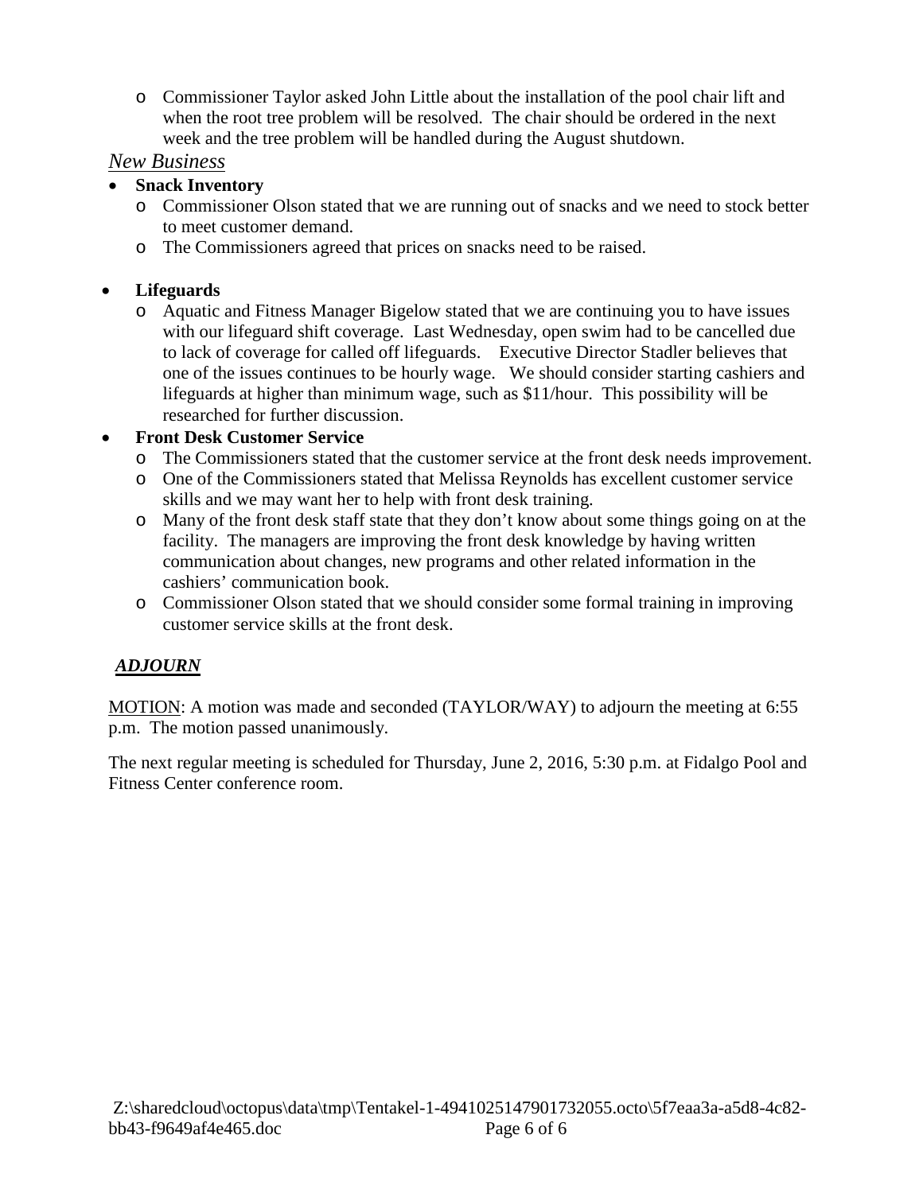- Commissioner Taylor asked John Little about the installation of the pool chair lift and when the root tree problem will be resolved. The chair should be ordered in the next week and the tree problem will be handled during the August shutdown.

*New Business*

- **Snack Inventory**
  - Commissioner Olson stated that we are running out of snacks and we need to stock better to meet customer demand.
  - The Commissioners agreed that prices on snacks need to be raised.

- **Lifeguards**
  - Aquatic and Fitness Manager Bigelow stated that we are continuing you to have issues with our lifeguard shift coverage. Last Wednesday, open swim had to be cancelled due to lack of coverage for called off lifeguards. Executive Director Stadler believes that one of the issues continues to be hourly wage. We should consider starting cashiers and lifeguards at higher than minimum wage, such as $11/hour. This possibility will be researched for further discussion.
- **Front Desk Customer Service**
  - The Commissioners stated that the customer service at the front desk needs improvement.
  - One of the Commissioners stated that Melissa Reynolds has excellent customer service skills and we may want her to help with front desk training.
  - Many of the front desk staff state that they don't know about some things going on at the facility. The managers are improving the front desk knowledge by having written communication about changes, new programs and other related information in the cashiers' communication book.
  - Commissioner Olson stated that we should consider some formal training in improving customer service skills at the front desk.

***ADJOURN***

MOTION: A motion was made and seconded (TAYLOR/WAY) to adjourn the meeting at 6:55 p.m. The motion passed unanimously.

The next regular meeting is scheduled for Thursday, June 2, 2016, 5:30 p.m. at Fidalgo Pool and Fitness Center conference room.